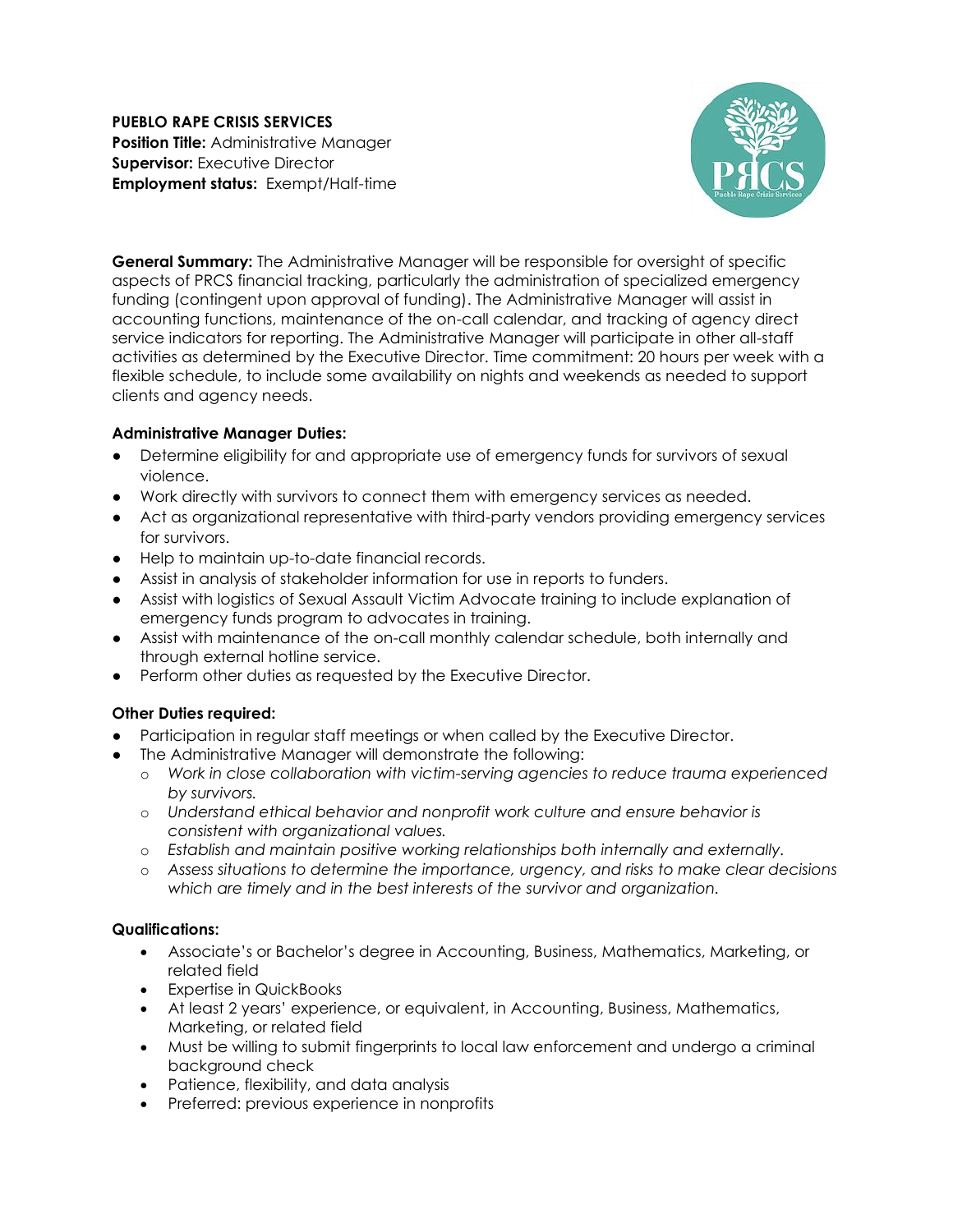**PUEBLO RAPE CRISIS SERVICES**
**Position Title:** Administrative Manager
**Supervisor:** Executive Director
**Employment status:** Exempt/Half-time

**General Summary:** The Administrative Manager will be responsible for oversight of specific aspects of PRCS financial tracking, particularly the administration of specialized emergency funding (contingent upon approval of funding). The Administrative Manager will assist in accounting functions, maintenance of the on-call calendar, and tracking of agency direct service indicators for reporting. The Administrative Manager will participate in other all-staff activities as determined by the Executive Director. Time commitment: 20 hours per week with a flexible schedule, to include some availability on nights and weekends as needed to support clients and agency needs.

**Administrative Manager Duties:**

- Determine eligibility for and appropriate use of emergency funds for survivors of sexual violence.
- Work directly with survivors to connect them with emergency services as needed.
- Act as organizational representative with third-party vendors providing emergency services for survivors.
- Help to maintain up-to-date financial records.
- Assist in analysis of stakeholder information for use in reports to funders.
- Assist with logistics of Sexual Assault Victim Advocate training to include explanation of emergency funds program to advocates in training.
- Assist with maintenance of the on-call monthly calendar schedule, both internally and through external hotline service.
- Perform other duties as requested by the Executive Director.

**Other Duties required:**

- Participation in regular staff meetings or when called by the Executive Director.
- The Administrative Manager will demonstrate the following:
  - *Work in close collaboration with victim-serving agencies to reduce trauma experienced by survivors.*
  - *Understand ethical behavior and nonprofit work culture and ensure behavior is consistent with organizational values.*
  - *Establish and maintain positive working relationships both internally and externally.*
  - *Assess situations to determine the importance, urgency, and risks to make clear decisions which are timely and in the best interests of the survivor and organization.*

**Qualifications:**

- Associate's or Bachelor's degree in Accounting, Business, Mathematics, Marketing, or related field
- Expertise in QuickBooks
- At least 2 years' experience, or equivalent, in Accounting, Business, Mathematics, Marketing, or related field
- Must be willing to submit fingerprints to local law enforcement and undergo a criminal background check
- Patience, flexibility, and data analysis
- Preferred: previous experience in nonprofits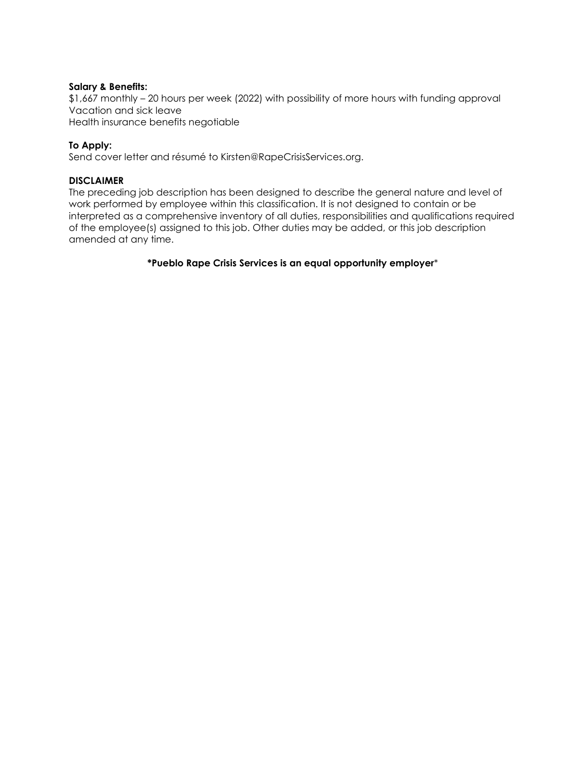**Salary & Benefits:**
$1,667 monthly – 20 hours per week (2022) with possibility of more hours with funding approval
Vacation and sick leave
Health insurance benefits negotiable

**To Apply:**
Send cover letter and résumé to Kirsten@RapeCrisisServices.org.

**DISCLAIMER**
The preceding job description has been designed to describe the general nature and level of work performed by employee within this classification. It is not designed to contain or be interpreted as a comprehensive inventory of all duties, responsibilities and qualifications required of the employee(s) assigned to this job. Other duties may be added, or this job description amended at any time.

**\*Pueblo Rape Crisis Services is an equal opportunity employer**\*